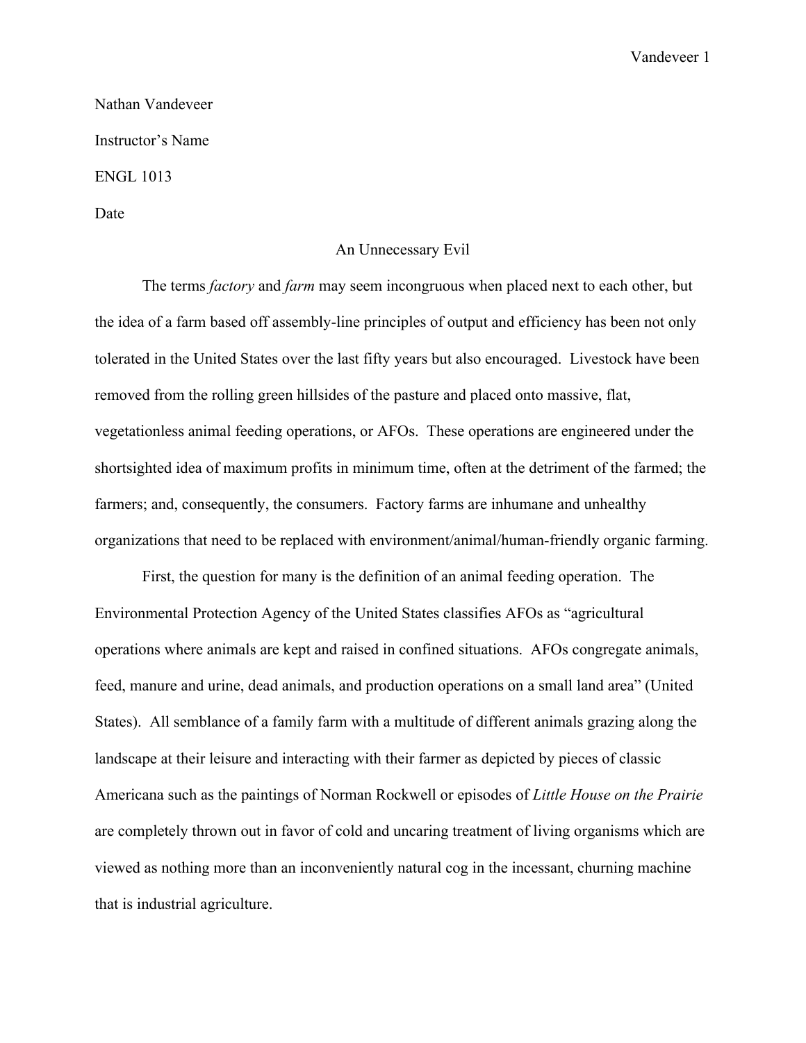Nathan Vandeveer

Instructor's Name

ENGL 1013

Date

# An Unnecessary Evil

The terms *factory* and *farm* may seem incongruous when placed next to each other, but the idea of a farm based off assembly-line principles of output and efficiency has been not only tolerated in the United States over the last fifty years but also encouraged. Livestock have been removed from the rolling green hillsides of the pasture and placed onto massive, flat, vegetationless animal feeding operations, or AFOs. These operations are engineered under the shortsighted idea of maximum profits in minimum time, often at the detriment of the farmed; the farmers; and, consequently, the consumers. Factory farms are inhumane and unhealthy organizations that need to be replaced with environment/animal/human-friendly organic farming.

First, the question for many is the definition of an animal feeding operation. The Environmental Protection Agency of the United States classifies AFOs as "agricultural operations where animals are kept and raised in confined situations. AFOs congregate animals, feed, manure and urine, dead animals, and production operations on a small land area" (United States). All semblance of a family farm with a multitude of different animals grazing along the landscape at their leisure and interacting with their farmer as depicted by pieces of classic Americana such as the paintings of Norman Rockwell or episodes of *Little House on the Prairie* are completely thrown out in favor of cold and uncaring treatment of living organisms which are viewed as nothing more than an inconveniently natural cog in the incessant, churning machine that is industrial agriculture.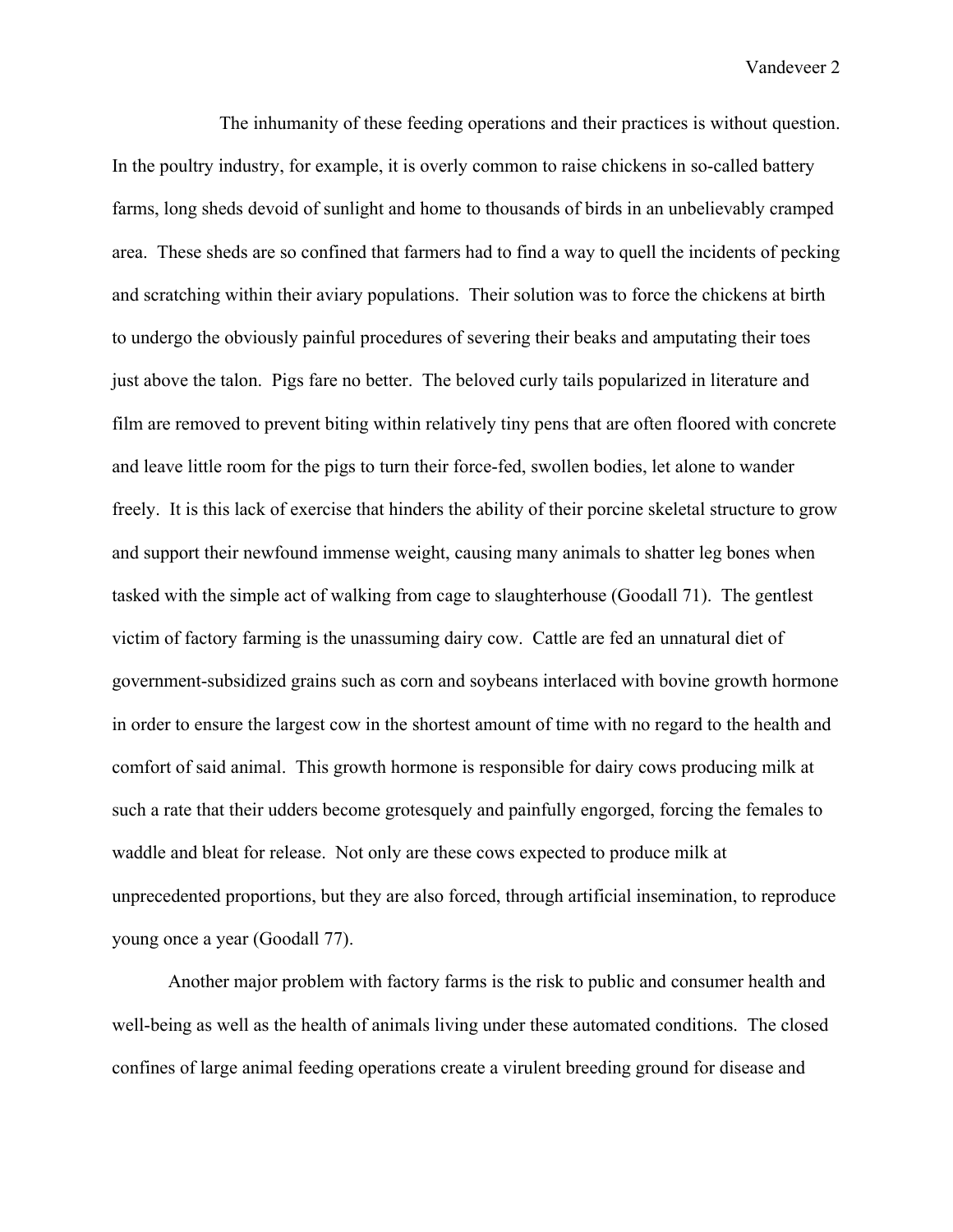The inhumanity of these feeding operations and their practices is without question. In the poultry industry, for example, it is overly common to raise chickens in so-called battery farms, long sheds devoid of sunlight and home to thousands of birds in an unbelievably cramped area. These sheds are so confined that farmers had to find a way to quell the incidents of pecking and scratching within their aviary populations. Their solution was to force the chickens at birth to undergo the obviously painful procedures of severing their beaks and amputating their toes just above the talon. Pigs fare no better. The beloved curly tails popularized in literature and film are removed to prevent biting within relatively tiny pens that are often floored with concrete and leave little room for the pigs to turn their force-fed, swollen bodies, let alone to wander freely. It is this lack of exercise that hinders the ability of their porcine skeletal structure to grow and support their newfound immense weight, causing many animals to shatter leg bones when tasked with the simple act of walking from cage to slaughterhouse (Goodall 71). The gentlest victim of factory farming is the unassuming dairy cow. Cattle are fed an unnatural diet of government-subsidized grains such as corn and soybeans interlaced with bovine growth hormone in order to ensure the largest cow in the shortest amount of time with no regard to the health and comfort of said animal. This growth hormone is responsible for dairy cows producing milk at such a rate that their udders become grotesquely and painfully engorged, forcing the females to waddle and bleat for release. Not only are these cows expected to produce milk at unprecedented proportions, but they are also forced, through artificial insemination, to reproduce young once a year (Goodall 77).

Another major problem with factory farms is the risk to public and consumer health and well-being as well as the health of animals living under these automated conditions. The closed confines of large animal feeding operations create a virulent breeding ground for disease and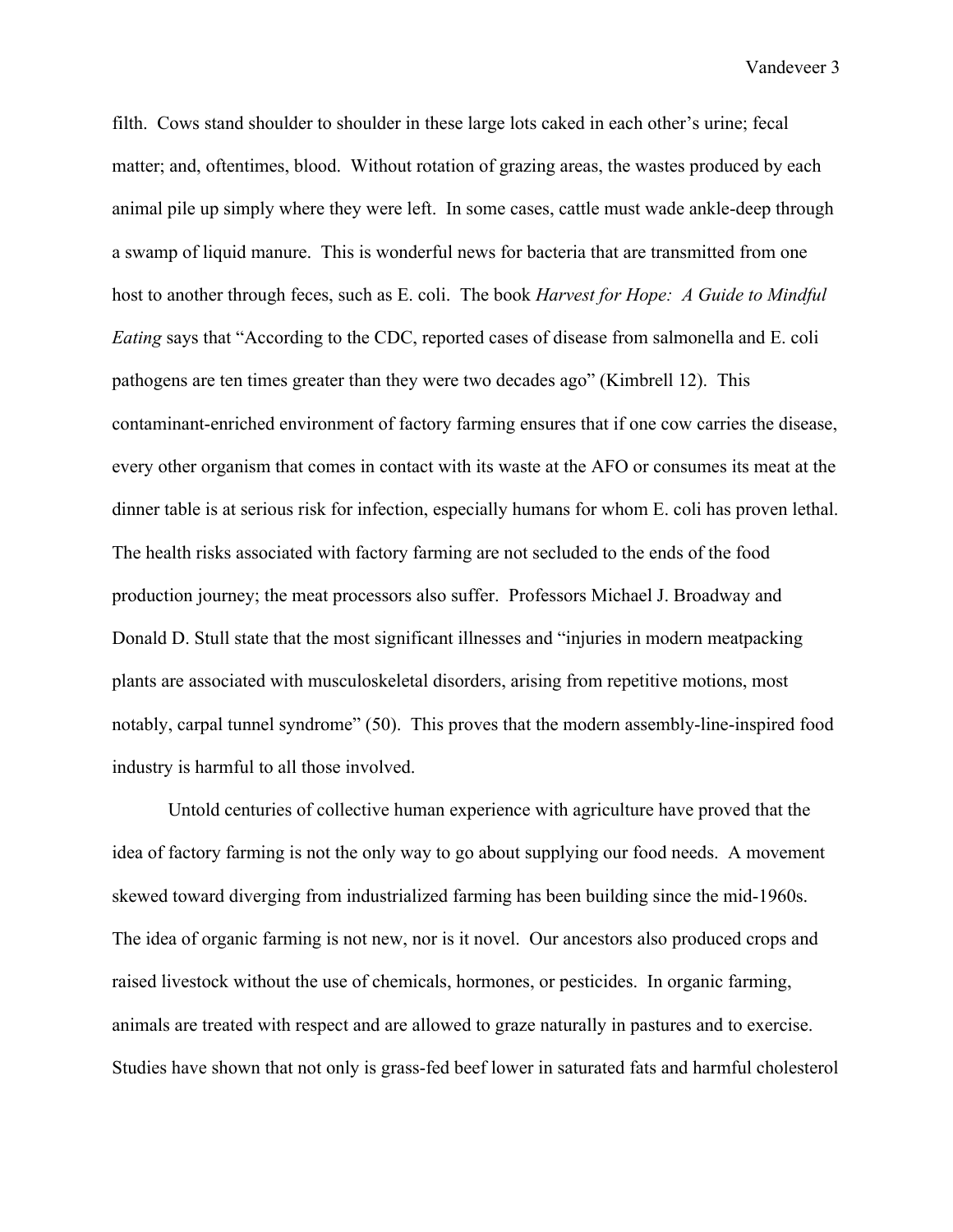filth. Cows stand shoulder to shoulder in these large lots caked in each other's urine; fecal matter; and, oftentimes, blood. Without rotation of grazing areas, the wastes produced by each animal pile up simply where they were left. In some cases, cattle must wade ankle-deep through a swamp of liquid manure. This is wonderful news for bacteria that are transmitted from one host to another through feces, such as E. coli. The book *Harvest for Hope: A Guide to Mindful Eating* says that "According to the CDC, reported cases of disease from salmonella and E. coli pathogens are ten times greater than they were two decades ago" (Kimbrell 12). This contaminant-enriched environment of factory farming ensures that if one cow carries the disease, every other organism that comes in contact with its waste at the AFO or consumes its meat at the dinner table is at serious risk for infection, especially humans for whom E. coli has proven lethal. The health risks associated with factory farming are not secluded to the ends of the food production journey; the meat processors also suffer. Professors Michael J. Broadway and Donald D. Stull state that the most significant illnesses and "injuries in modern meatpacking plants are associated with musculoskeletal disorders, arising from repetitive motions, most notably, carpal tunnel syndrome" (50). This proves that the modern assembly-line-inspired food industry is harmful to all those involved.

Untold centuries of collective human experience with agriculture have proved that the idea of factory farming is not the only way to go about supplying our food needs. A movement skewed toward diverging from industrialized farming has been building since the mid-1960s. The idea of organic farming is not new, nor is it novel. Our ancestors also produced crops and raised livestock without the use of chemicals, hormones, or pesticides. In organic farming, animals are treated with respect and are allowed to graze naturally in pastures and to exercise. Studies have shown that not only is grass-fed beef lower in saturated fats and harmful cholesterol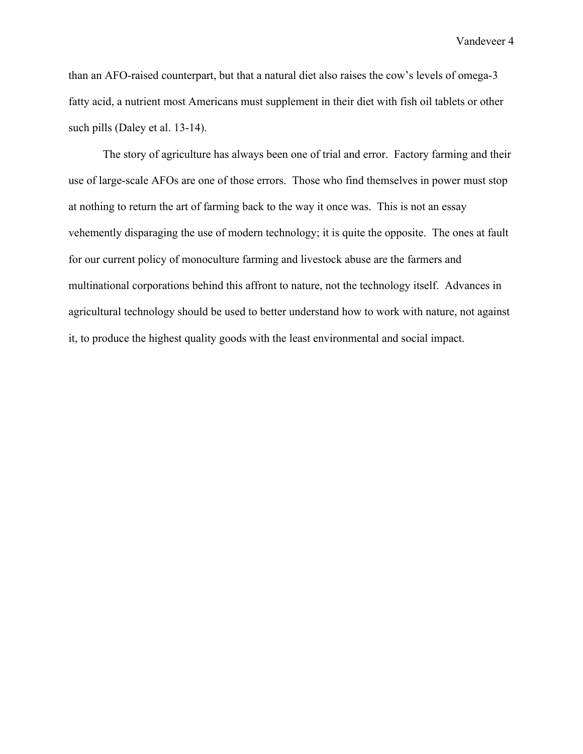than an AFO-raised counterpart, but that a natural diet also raises the cow's levels of omega-3 fatty acid, a nutrient most Americans must supplement in their diet with fish oil tablets or other such pills (Daley et al. 13-14).

The story of agriculture has always been one of trial and error. Factory farming and their use of large-scale AFOs are one of those errors. Those who find themselves in power must stop at nothing to return the art of farming back to the way it once was. This is not an essay vehemently disparaging the use of modern technology; it is quite the opposite. The ones at fault for our current policy of monoculture farming and livestock abuse are the farmers and multinational corporations behind this affront to nature, not the technology itself. Advances in agricultural technology should be used to better understand how to work with nature, not against it, to produce the highest quality goods with the least environmental and social impact.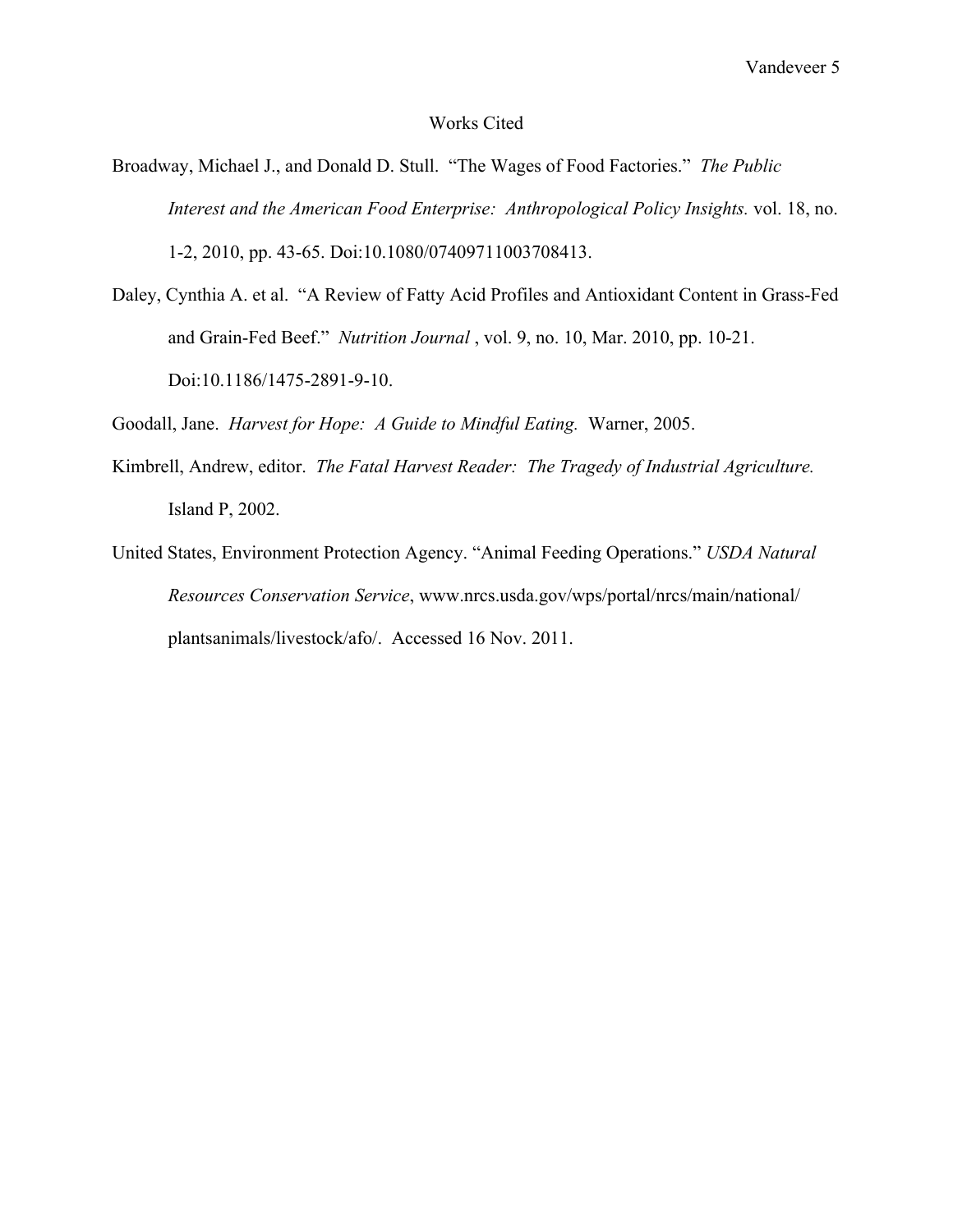# Works Cited

Broadway, Michael J., and Donald D. Stull. "The Wages of Food Factories." *The Public Interest and the American Food Enterprise: Anthropological Policy Insights.* vol. 18, no. 1-2, 2010, pp. 43-65. Doi:10.1080/07409711003708413.

Daley, Cynthia A. et al. "A Review of Fatty Acid Profiles and Antioxidant Content in Grass-Fed and Grain-Fed Beef." *Nutrition Journal* , vol. 9, no. 10, Mar. 2010, pp. 10-21. Doi:10.1186/1475-2891-9-10.

Goodall, Jane. *Harvest for Hope: A Guide to Mindful Eating.* Warner, 2005.

Kimbrell, Andrew, editor. *The Fatal Harvest Reader: The Tragedy of Industrial Agriculture.* Island P, 2002.

United States, Environment Protection Agency. "Animal Feeding Operations." *USDA Natural Resources Conservation Service*, www.nrcs.usda.gov/wps/portal/nrcs/main/national/plantsanimals/livestock/afo/. Accessed 16 Nov. 2011.